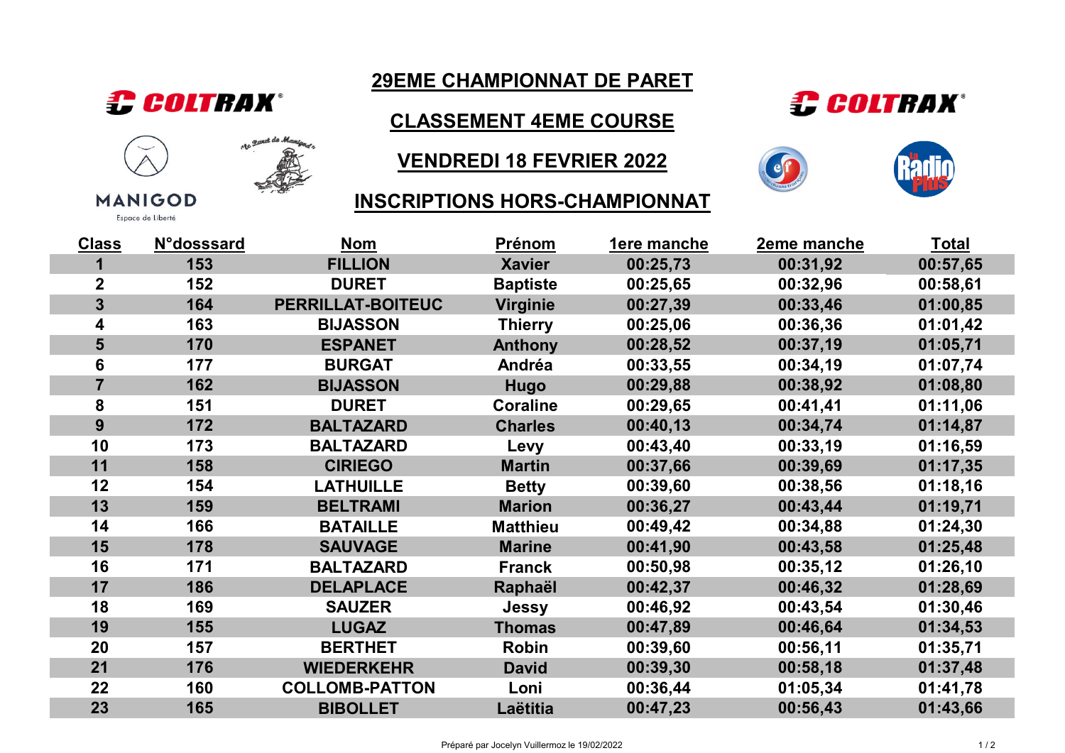# 29EME CHAMPIONNAT DE PARET

## CLASSEMENT 4EME COURSE

## VENDREDI 18 FEVRIER 2022

## INSCRIPTIONS HORS-CHAMPIONNAT

| Class | N°dosssard | Nom | Prénom | 1ere manche | 2eme manche | Total |
|---|---|---|---|---|---|---|
| 1 | 153 | FILLION | Xavier | 00:25,73 | 00:31,92 | 00:57,65 |
| 2 | 152 | DURET | Baptiste | 00:25,65 | 00:32,96 | 00:58,61 |
| 3 | 164 | PERRILLAT-BOITEUC | Virginie | 00:27,39 | 00:33,46 | 01:00,85 |
| 4 | 163 | BIJASSON | Thierry | 00:25,06 | 00:36,36 | 01:01,42 |
| 5 | 170 | ESPANET | Anthony | 00:28,52 | 00:37,19 | 01:05,71 |
| 6 | 177 | BURGAT | Andréa | 00:33,55 | 00:34,19 | 01:07,74 |
| 7 | 162 | BIJASSON | Hugo | 00:29,88 | 00:38,92 | 01:08,80 |
| 8 | 151 | DURET | Coraline | 00:29,65 | 00:41,41 | 01:11,06 |
| 9 | 172 | BALTAZARD | Charles | 00:40,13 | 00:34,74 | 01:14,87 |
| 10 | 173 | BALTAZARD | Levy | 00:43,40 | 00:33,19 | 01:16,59 |
| 11 | 158 | CIRIEGO | Martin | 00:37,66 | 00:39,69 | 01:17,35 |
| 12 | 154 | LATHUILLE | Betty | 00:39,60 | 00:38,56 | 01:18,16 |
| 13 | 159 | BELTRAMI | Marion | 00:36,27 | 00:43,44 | 01:19,71 |
| 14 | 166 | BATAILLE | Matthieu | 00:49,42 | 00:34,88 | 01:24,30 |
| 15 | 178 | SAUVAGE | Marine | 00:41,90 | 00:43,58 | 01:25,48 |
| 16 | 171 | BALTAZARD | Franck | 00:50,98 | 00:35,12 | 01:26,10 |
| 17 | 186 | DELAPLACE | Raphaël | 00:42,37 | 00:46,32 | 01:28,69 |
| 18 | 169 | SAUZER | Jessy | 00:46,92 | 00:43,54 | 01:30,46 |
| 19 | 155 | LUGAZ | Thomas | 00:47,89 | 00:46,64 | 01:34,53 |
| 20 | 157 | BERTHET | Robin | 00:39,60 | 00:56,11 | 01:35,71 |
| 21 | 176 | WIEDERKEHR | David | 00:39,30 | 00:58,18 | 01:37,48 |
| 22 | 160 | COLLOMB-PATTON | Loni | 00:36,44 | 01:05,34 | 01:41,78 |
| 23 | 165 | BIBOLLET | Laëtitia | 00:47,23 | 00:56,43 | 01:43,66 |

Préparé par Jocelyn Vuillermoz le 19/02/2022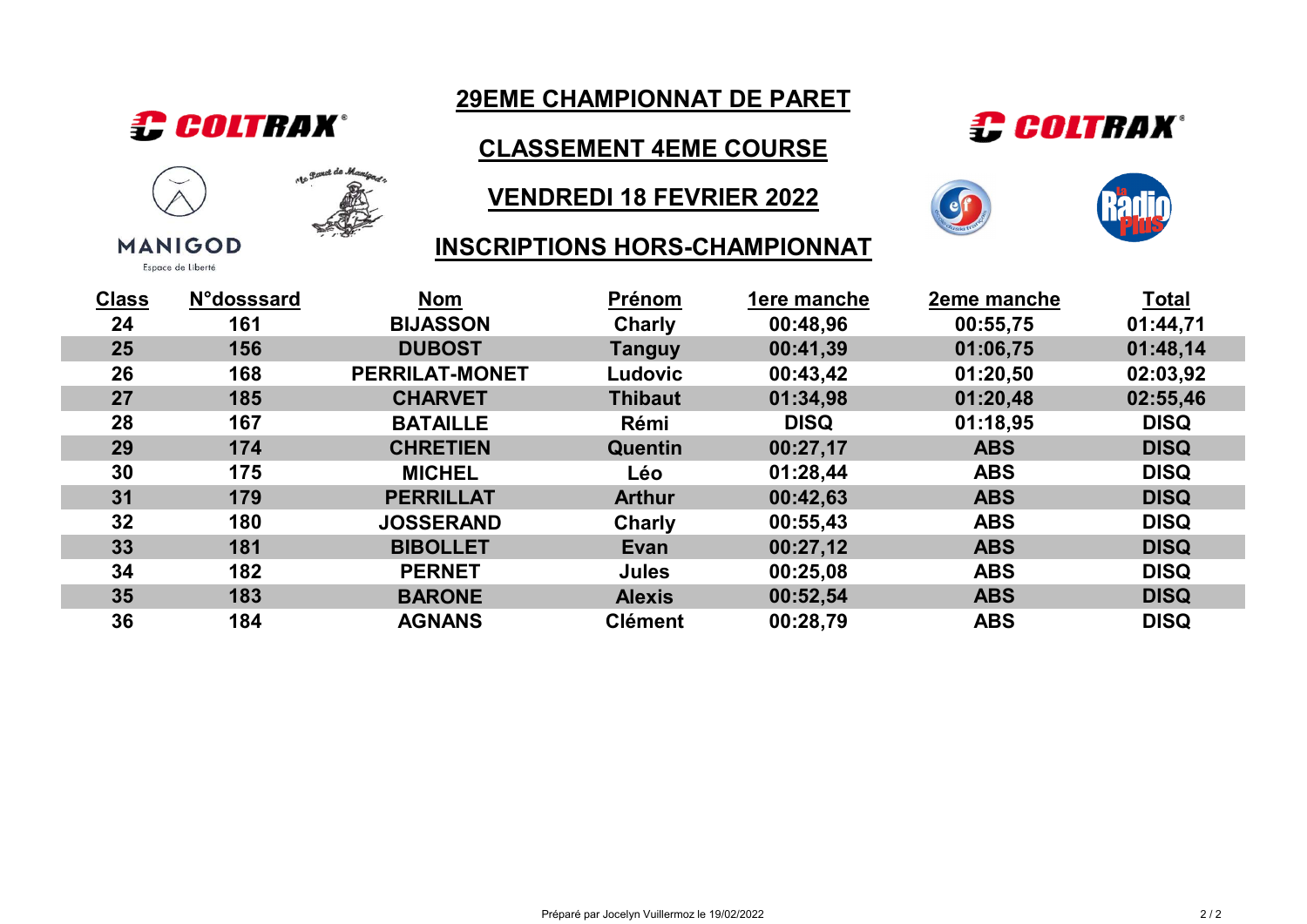# 29EME CHAMPIONNAT DE PARET

## CLASSEMENT 4EME COURSE

## VENDREDI 18 FEVRIER 2022

## INSCRIPTIONS HORS-CHAMPIONNAT

MANIGOD

Espace de Liberté

| Class | N°dosssard | Nom | Prénom | 1ere manche | 2eme manche | Total |
|---|---|---|---|---|---|---|
| 24 | 161 | BIJASSON | Charly | 00:48,96 | 00:55,75 | 01:44,71 |
| 25 | 156 | DUBOST | Tanguy | 00:41,39 | 01:06,75 | 01:48,14 |
| 26 | 168 | PERRILAT-MONET | Ludovic | 00:43,42 | 01:20,50 | 02:03,92 |
| 27 | 185 | CHARVET | Thibaut | 01:34,98 | 01:20,48 | 02:55,46 |
| 28 | 167 | BATAILLE | Rémi | DISQ | 01:18,95 | DISQ |
| 29 | 174 | CHRETIEN | Quentin | 00:27,17 | ABS | DISQ |
| 30 | 175 | MICHEL | Léo | 01:28,44 | ABS | DISQ |
| 31 | 179 | PERRILLAT | Arthur | 00:42,63 | ABS | DISQ |
| 32 | 180 | JOSSERAND | Charly | 00:55,43 | ABS | DISQ |
| 33 | 181 | BIBOLLET | Evan | 00:27,12 | ABS | DISQ |
| 34 | 182 | PERNET | Jules | 00:25,08 | ABS | DISQ |
| 35 | 183 | BARONE | Alexis | 00:52,54 | ABS | DISQ |
| 36 | 184 | AGNANS | Clément | 00:28,79 | ABS | DISQ |

Préparé par Jocelyn Vuillermoz le 19/02/2022